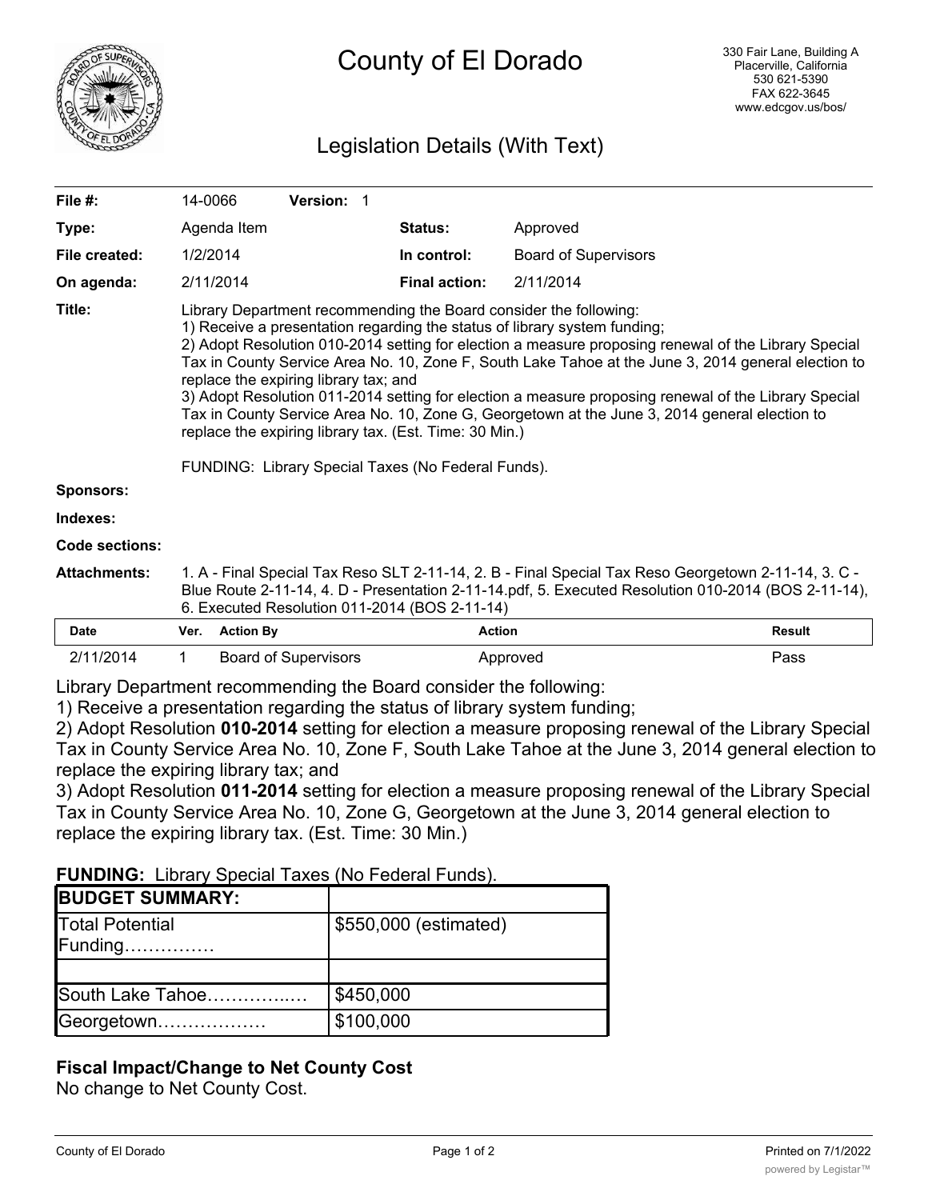# County of El Dorado

330 Fair Lane, Building A
Placerville, California
530 621-5390
FAX 622-3645
www.edcgov.us/bos/

## Legislation Details (With Text)

| | | | |
|---|---|---|---|
| **File #:** | 14-0066 **Version:** 1 | | |
| **Type:** | Agenda Item | **Status:** | Approved |
| **File created:** | 1/2/2014 | **In control:** | Board of Supervisors |
| **On agenda:** | 2/11/2014 | **Final action:** | 2/11/2014 |

**Title:** Library Department recommending the Board consider the following:
1) Receive a presentation regarding the status of library system funding;
2) Adopt Resolution 010-2014 setting for election a measure proposing renewal of the Library Special Tax in County Service Area No. 10, Zone F, South Lake Tahoe at the June 3, 2014 general election to replace the expiring library tax; and
3) Adopt Resolution 011-2014 setting for election a measure proposing renewal of the Library Special Tax in County Service Area No. 10, Zone G, Georgetown at the June 3, 2014 general election to replace the expiring library tax. (Est. Time: 30 Min.)

FUNDING: Library Special Taxes (No Federal Funds).

**Sponsors:**

**Indexes:**

**Code sections:**

**Attachments:** 1. A - Final Special Tax Reso SLT 2-11-14, 2. B - Final Special Tax Reso Georgetown 2-11-14, 3. C - Blue Route 2-11-14, 4. D - Presentation 2-11-14.pdf, 5. Executed Resolution 010-2014 (BOS 2-11-14), 6. Executed Resolution 011-2014 (BOS 2-11-14)

| Date | Ver. | Action By | Action | Result |
|---|---|---|---|---|
| 2/11/2014 | 1 | Board of Supervisors | Approved | Pass |

Library Department recommending the Board consider the following:
1) Receive a presentation regarding the status of library system funding;
2) Adopt Resolution **010-2014** setting for election a measure proposing renewal of the Library Special Tax in County Service Area No. 10, Zone F, South Lake Tahoe at the June 3, 2014 general election to replace the expiring library tax; and
3) Adopt Resolution **011-2014** setting for election a measure proposing renewal of the Library Special Tax in County Service Area No. 10, Zone G, Georgetown at the June 3, 2014 general election to replace the expiring library tax. (Est. Time: 30 Min.)

**FUNDING:** Library Special Taxes (No Federal Funds).

| **BUDGET SUMMARY:** | |
|---|---|
| Total Potential Funding…………… | $550,000 (estimated) |
| | |
| South Lake Tahoe…………..… | $450,000 |
| Georgetown……………… | $100,000 |

### Fiscal Impact/Change to Net County Cost

No change to Net County Cost.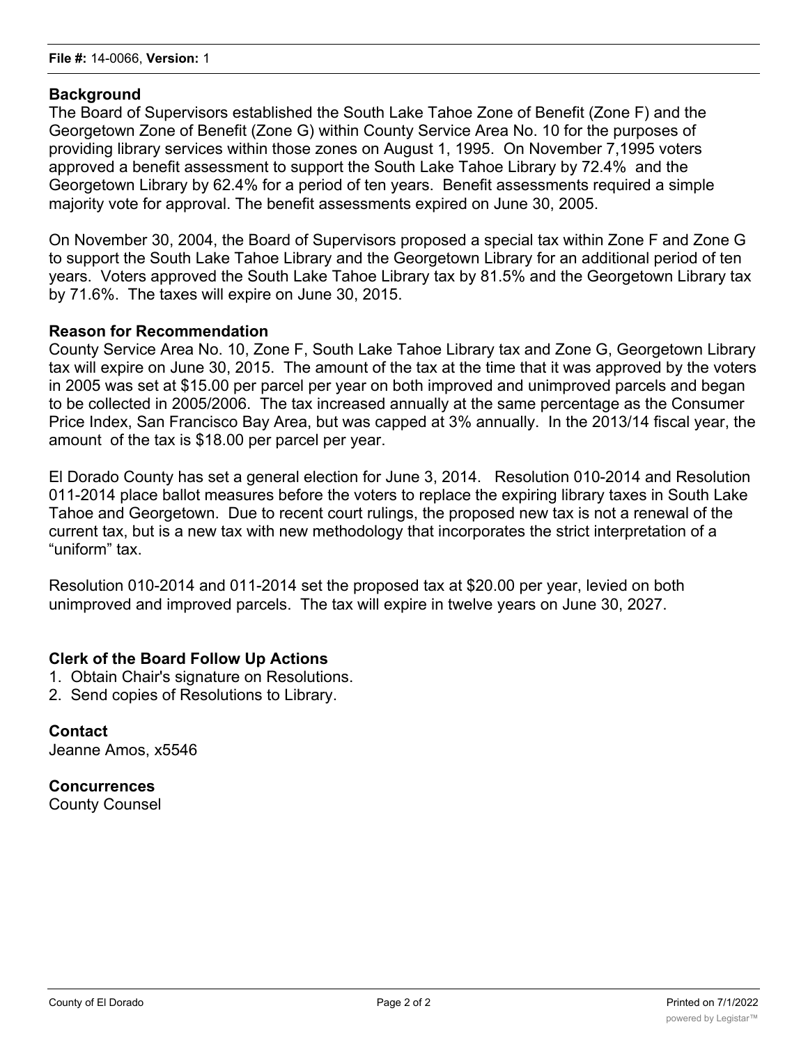**File #:** 14-0066, **Version:** 1

## Background

The Board of Supervisors established the South Lake Tahoe Zone of Benefit (Zone F) and the Georgetown Zone of Benefit (Zone G) within County Service Area No. 10 for the purposes of providing library services within those zones on August 1, 1995. On November 7,1995 voters approved a benefit assessment to support the South Lake Tahoe Library by 72.4% and the Georgetown Library by 62.4% for a period of ten years. Benefit assessments required a simple majority vote for approval. The benefit assessments expired on June 30, 2005.

On November 30, 2004, the Board of Supervisors proposed a special tax within Zone F and Zone G to support the South Lake Tahoe Library and the Georgetown Library for an additional period of ten years. Voters approved the South Lake Tahoe Library tax by 81.5% and the Georgetown Library tax by 71.6%. The taxes will expire on June 30, 2015.

## Reason for Recommendation

County Service Area No. 10, Zone F, South Lake Tahoe Library tax and Zone G, Georgetown Library tax will expire on June 30, 2015. The amount of the tax at the time that it was approved by the voters in 2005 was set at $15.00 per parcel per year on both improved and unimproved parcels and began to be collected in 2005/2006. The tax increased annually at the same percentage as the Consumer Price Index, San Francisco Bay Area, but was capped at 3% annually. In the 2013/14 fiscal year, the amount of the tax is $18.00 per parcel per year.

El Dorado County has set a general election for June 3, 2014. Resolution 010-2014 and Resolution 011-2014 place ballot measures before the voters to replace the expiring library taxes in South Lake Tahoe and Georgetown. Due to recent court rulings, the proposed new tax is not a renewal of the current tax, but is a new tax with new methodology that incorporates the strict interpretation of a "uniform" tax.

Resolution 010-2014 and 011-2014 set the proposed tax at $20.00 per year, levied on both unimproved and improved parcels. The tax will expire in twelve years on June 30, 2027.

## Clerk of the Board Follow Up Actions

1. Obtain Chair's signature on Resolutions.
2. Send copies of Resolutions to Library.

## Contact

Jeanne Amos, x5546

## Concurrences

County Counsel